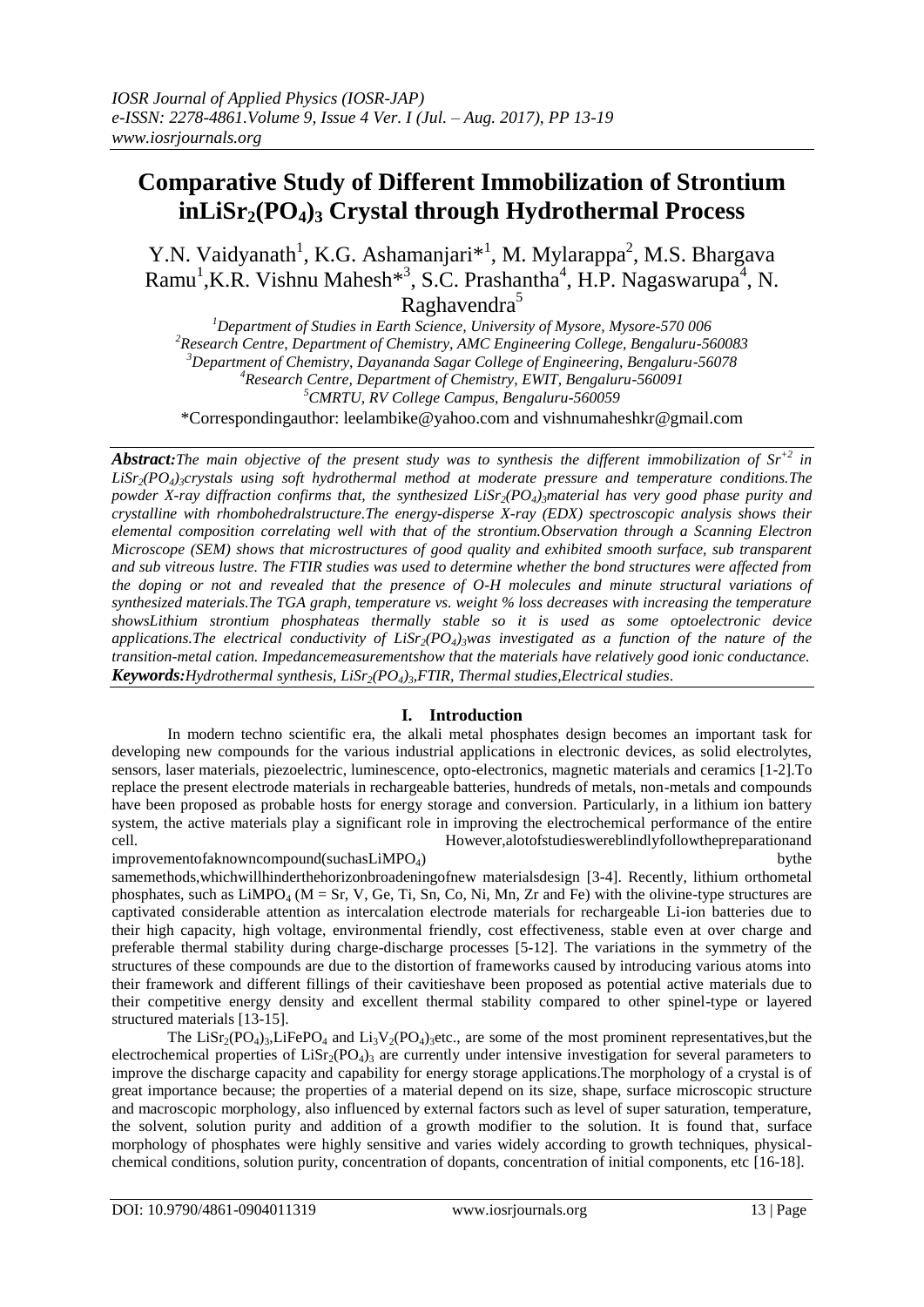# Comparative Study of Different Immobilization of Strontium in $LiSr_2(PO_4)_3$ Crystal through Hydrothermal Process

Y.N. Vaidyanath[1], K.G. Ashamanjari*[1], M. Mylarappa[2], M.S. Bhargava Ramu[1], K.R. Vishnu Mahesh*[3], S.C. Prashantha[4], H.P. Nagaswarupa[4], N. Raghavendra[5]

[1]Department of Studies in Earth Science, University of Mysore, Mysore-570 006
[2]Research Centre, Department of Chemistry, AMC Engineering College, Bengaluru-560083
[3]Department of Chemistry, Dayananda Sagar College of Engineering, Bengaluru-56078
[4]Research Centre, Department of Chemistry, EWIT, Bengaluru-560091
[5]CMRTU, RV College Campus, Bengaluru-560059

*Correspondingauthor: leelambike@yahoo.com and vishnumaheshkr@gmail.com

***Abstract:*** *The main objective of the present study was to synthesis the different immobilization of $Sr^{+2}$ in $LiSr_2(PO_4)_3$ crystals using soft hydrothermal method at moderate pressure and temperature conditions. The powder X-ray diffraction confirms that, the synthesized $LiSr_2(PO_4)_3$ material has very good phase purity and crystalline with rhombohedralstructure. The energy-disperse X-ray (EDX) spectroscopic analysis shows their elemental composition correlating well with that of the strontium. Observation through a Scanning Electron Microscope (SEM) shows that microstructures of good quality and exhibited smooth surface, sub transparent and sub vitreous lustre. The FTIR studies was used to determine whether the bond structures were affected from the doping or not and revealed that the presence of O-H molecules and minute structural variations of synthesized materials. The TGA graph, temperature vs. weight % loss decreases with increasing the temperature shows Lithium strontium phosphateas thermally stable so it is used as some optoelectronic device applications. The electrical conductivity of $LiSr_2(PO_4)_3$ was investigated as a function of the nature of the transition-metal cation. Impedancemeasurementshow that the materials have relatively good ionic conductance.*

***Keywords:*** *Hydrothermal synthesis, $LiSr_2(PO_4)_3$, FTIR, Thermal studies, Electrical studies.*

## I. Introduction

In modern techno scientific era, the alkali metal phosphates design becomes an important task for developing new compounds for the various industrial applications in electronic devices, as solid electrolytes, sensors, laser materials, piezoelectric, luminescence, opto-electronics, magnetic materials and ceramics [1-2]. To replace the present electrode materials in rechargeable batteries, hundreds of metals, non-metals and compounds have been proposed as probable hosts for energy storage and conversion. Particularly, in a lithium ion battery system, the active materials play a significant role in improving the electrochemical performance of the entire cell. However,alotofstudieswereblindlyfollowthepreparationand improvementofaknowncompound(suchas$LiMPO_4$) bythe samemethods,whichwillhindertheorizonbroadeningofnew materialsdesign [3-4]. Recently, lithium orthometal phosphates, such as $LiMPO_4$ (M = Sr, V, Ge, Ti, Sn, Co, Ni, Mn, Zr and Fe) with the olivine-type structures are captivated considerable attention as intercalation electrode materials for rechargeable Li-ion batteries due to their high capacity, high voltage, environmental friendly, cost effectiveness, stable even at over charge and preferable thermal stability during charge-discharge processes [5-12]. The variations in the symmetry of the structures of these compounds are due to the distortion of frameworks caused by introducing various atoms into their framework and different fillings of their cavitieshave been proposed as potential active materials due to their competitive energy density and excellent thermal stability compared to other spinel-type or layered structured materials [13-15].

The $LiSr_2(PO_4)_3$, $LiFePO_4$ and $Li_3V_2(PO_4)_3$ etc., are some of the most prominent representatives, but the electrochemical properties of $LiSr_2(PO_4)_3$ are currently under intensive investigation for several parameters to improve the discharge capacity and capability for energy storage applications. The morphology of a crystal is of great importance because; the properties of a material depend on its size, shape, surface microscopic structure and macroscopic morphology, also influenced by external factors such as level of super saturation, temperature, the solvent, solution purity and addition of a growth modifier to the solution. It is found that, surface morphology of phosphates were highly sensitive and varies widely according to growth techniques, physical-chemical conditions, solution purity, concentration of dopants, concentration of initial components, etc [16-18].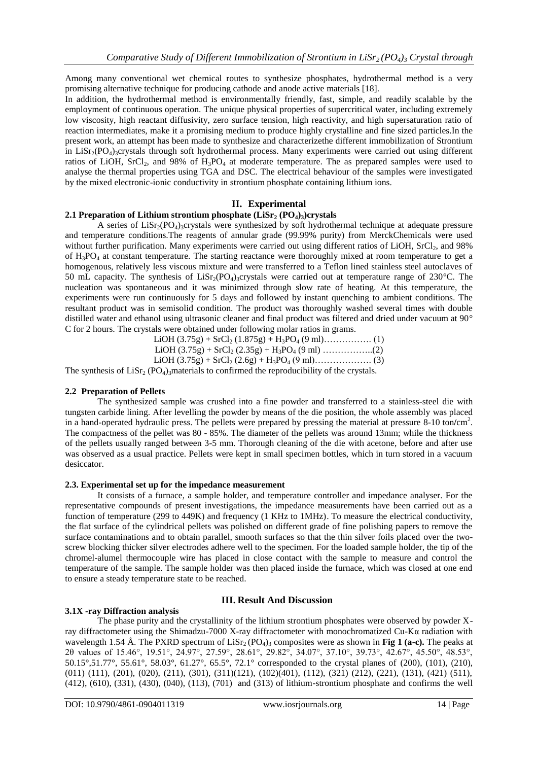Among many conventional wet chemical routes to synthesize phosphates, hydrothermal method is a very promising alternative technique for producing cathode and anode active materials [18].

In addition, the hydrothermal method is environmentally friendly, fast, simple, and readily scalable by the employment of continuous operation. The unique physical properties of supercritical water, including extremely low viscosity, high reactant diffusivity, zero surface tension, high reactivity, and high supersaturation ratio of reaction intermediates, make it a promising medium to produce highly crystalline and fine sized particles.In the present work, an attempt has been made to synthesize and characterizethe different immobilization of Strontium in $LiSr_2(PO_4)_3$crystals through soft hydrothermal process. Many experiments were carried out using different ratios of LiOH, $SrCl_2$, and 98% of $H_3PO_4$ at moderate temperature. The as prepared samples were used to analyse the thermal properties using TGA and DSC. The electrical behaviour of the samples were investigated by the mixed electronic-ionic conductivity in strontium phosphate containing lithium ions.

## II. Experimental

### 2.1 Preparation of Lithium strontium phosphate ($LiSr_2$ $(PO_4)_3$)crystals

A series of $LiSr_2(PO_4)_3$crystals were synthesized by soft hydrothermal technique at adequate pressure and temperature conditions.The reagents of annular grade (99.99% purity) from MerckChemicals were used without further purification. Many experiments were carried out using different ratios of LiOH, $SrCl_2$, and 98% of $H_3PO_4$ at constant temperature. The starting reactance were thoroughly mixed at room temperature to get a homogenous, relatively less viscous mixture and were transferred to a Teflon lined stainless steel autoclaves of 50 mL capacity. The synthesis of $LiSr_2(PO_4)_3$crystals were carried out at temperature range of 230°C. The nucleation was spontaneous and it was minimized through slow rate of heating. At this temperature, the experiments were run continuously for 5 days and followed by instant quenching to ambient conditions. The resultant product was in semisolid condition. The product was thoroughly washed several times with double distilled water and ethanol using ultrasonic cleaner and final product was filtered and dried under vacuum at 90° C for 2 hours. The crystals were obtained under following molar ratios in grams.

LiOH (3.75g) + $SrCl_2$ (1.875g) + $H_3PO_4$ (9 ml)……………. (1)

LiOH (3.75g) + $SrCl_2$ (2.35g) + $H_3PO_4$ (9 ml) ……………..(2)

LiOH (3.75g) + $SrCl_2$ (2.6g) + $H_3PO_4$ (9 ml)………………. (3)

The synthesis of $LiSr_2$ $(PO_4)_3$materials to confirmed the reproducibility of the crystals.

### 2.2 Preparation of Pellets

The synthesized sample was crushed into a fine powder and transferred to a stainless-steel die with tungsten carbide lining. After levelling the powder by means of the die position, the whole assembly was placed in a hand-operated hydraulic press. The pellets were prepared by pressing the material at pressure 8-10 ton/cm$^2$. The compactness of the pellet was 80 - 85%. The diameter of the pellets was around 13mm; while the thickness of the pellets usually ranged between 3-5 mm. Thorough cleaning of the die with acetone, before and after use was observed as a usual practice. Pellets were kept in small specimen bottles, which in turn stored in a vacuum desiccator.

### 2.3. Experimental set up for the impedance measurement

It consists of a furnace, a sample holder, and temperature controller and impedance analyser. For the representative compounds of present investigations, the impedance measurements have been carried out as a function of temperature (299 to 449K) and frequency (1 KHz to 1MHz). To measure the electrical conductivity, the flat surface of the cylindrical pellets was polished on different grade of fine polishing papers to remove the surface contaminations and to obtain parallel, smooth surfaces so that the thin silver foils placed over the two-screw blocking thicker silver electrodes adhere well to the specimen. For the loaded sample holder, the tip of the chromel-alumel thermocouple wire has placed in close contact with the sample to measure and control the temperature of the sample. The sample holder was then placed inside the furnace, which was closed at one end to ensure a steady temperature state to be reached.

## III. Result And Discussion

### 3.1X -ray Diffraction analysis

The phase purity and the crystallinity of the lithium strontium phosphates were observed by powder X-ray diffractometer using the Shimadzu-7000 X-ray diffractometer with monochromatized Cu-Kα radiation with wavelength 1.54 Å. The PXRD spectrum of $LiSr_2$ $(PO_4)_3$ composites were as shown in **Fig 1 (a-c).** The peaks at 2θ values of 15.46°, 19.51°, 24.97°, 27.59°, 28.61°, 29.82°, 34.07°, 37.10°, 39.73°, 42.67°, 45.50°, 48.53°, 50.15°,51.77°, 55.61°, 58.03°, 61.27°, 65.5°, 72.1° corresponded to the crystal planes of (200), (101), (210), (011) (111), (201), (020), (211), (301), (311)(121), (102)(401), (112), (321) (212), (221), (131), (421) (511), (412), (610), (331), (430), (040), (113), (701) and (313) of lithium-strontium phosphate and confirms the well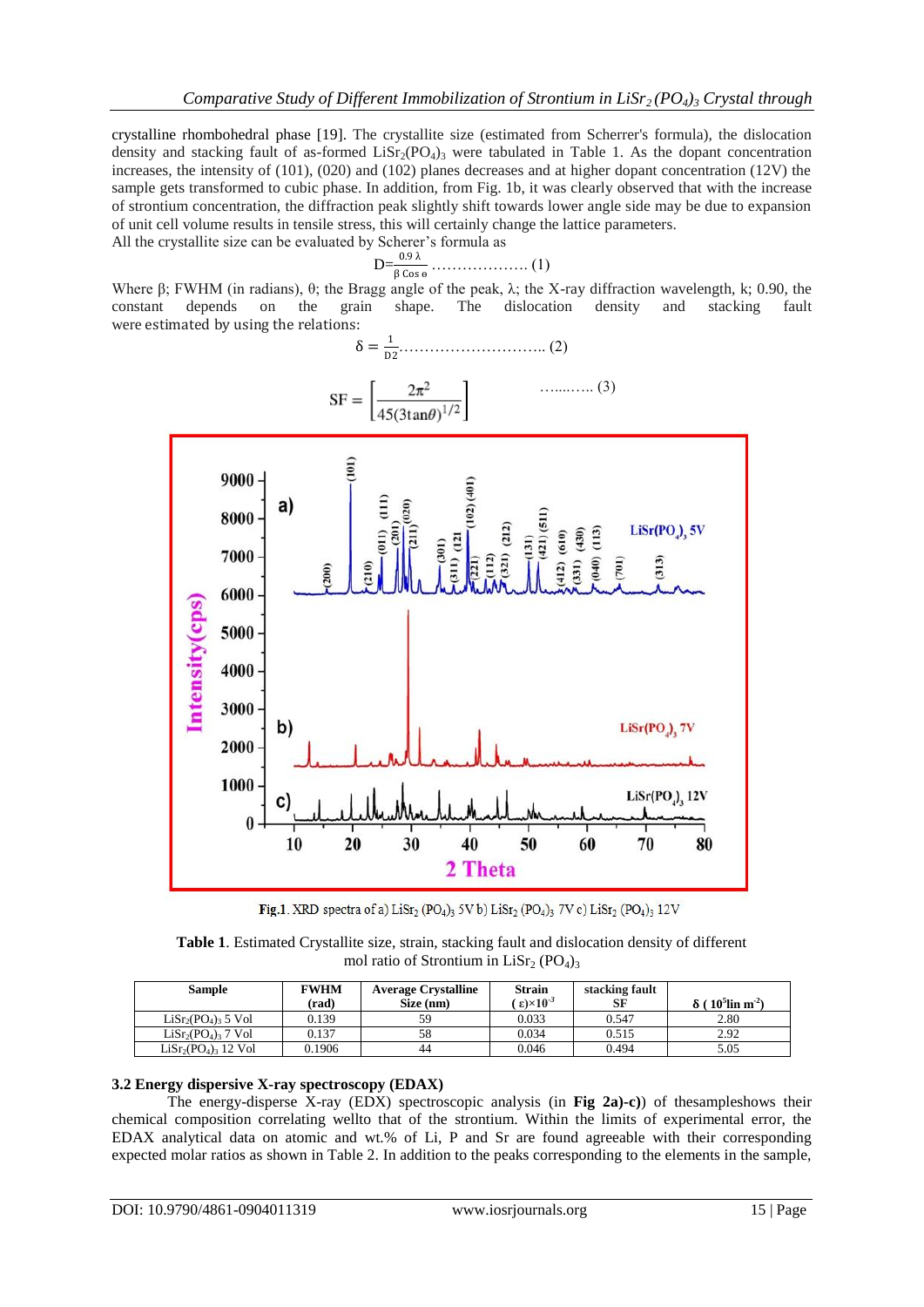crystalline rhombohedral phase [19]. The crystallite size (estimated from Scherrer's formula), the dislocation density and stacking fault of as-formed $LiSr_2(PO_4)_3$ were tabulated in Table 1. As the dopant concentration increases, the intensity of (101), (020) and (102) planes decreases and at higher dopant concentration (12V) the sample gets transformed to cubic phase. In addition, from Fig. 1b, it was clearly observed that with the increase of strontium concentration, the diffraction peak slightly shift towards lower angle side may be due to expansion of unit cell volume results in tensile stress, this will certainly change the lattice parameters.

All the crystallite size can be evaluated by Scherer's formula as

$$D=\frac{0.9\,\lambda}{\beta\,\mathrm{Cos}\,\theta} \quad \ldots\ldots\ldots\ldots\ldots\ldots (1)$$

Where β; FWHM (in radians), θ; the Bragg angle of the peak, λ; the X-ray diffraction wavelength, k; 0.90, the constant depends on the grain shape. The dislocation density and stacking fault were estimated by using the relations:

$$\delta = \frac{1}{D2} \ldots\ldots\ldots\ldots\ldots\ldots\ldots\ldots\ldots (2)$$

$$SF = \left[\frac{2\pi^2}{45(3\tan\theta)^{1/2}}\right] \quad \ldots\ldots\ldots (3)$$

**Fig.1**. XRD spectra of a) $LiSr_2(PO_4)_3$ 5V b) $LiSr_2(PO_4)_3$ 7V c) $LiSr_2(PO_4)_3$ 12V

**Table 1**. Estimated Crystallite size, strain, stacking fault and dislocation density of different mol ratio of Strontium in $LiSr_2(PO_4)_3$

| Sample | FWHM (rad) | Average Crystalline Size (nm) | Strain ($\varepsilon$)$\times10^{-3}$ | stacking fault SF | δ ( $10^5$lin $m^{-2}$) |
|---|---|---|---|---|---|
| $LiSr_2(PO_4)_3$ 5 Vol | 0.139 | 59 | 0.033 | 0.547 | 2.80 |
| $LiSr_2(PO_4)_3$ 7 Vol | 0.137 | 58 | 0.034 | 0.515 | 2.92 |
| $LiSr_2(PO_4)_3$ 12 Vol | 0.1906 | 44 | 0.046 | 0.494 | 5.05 |

### 3.2 Energy dispersive X-ray spectroscopy (EDAX)

The energy-disperse X-ray (EDX) spectroscopic analysis (in **Fig 2a)-c)**) of thesampleshows their chemical composition correlating wellto that of the strontium. Within the limits of experimental error, the EDAX analytical data on atomic and wt.% of Li, P and Sr are found agreeable with their corresponding expected molar ratios as shown in Table 2. In addition to the peaks corresponding to the elements in the sample,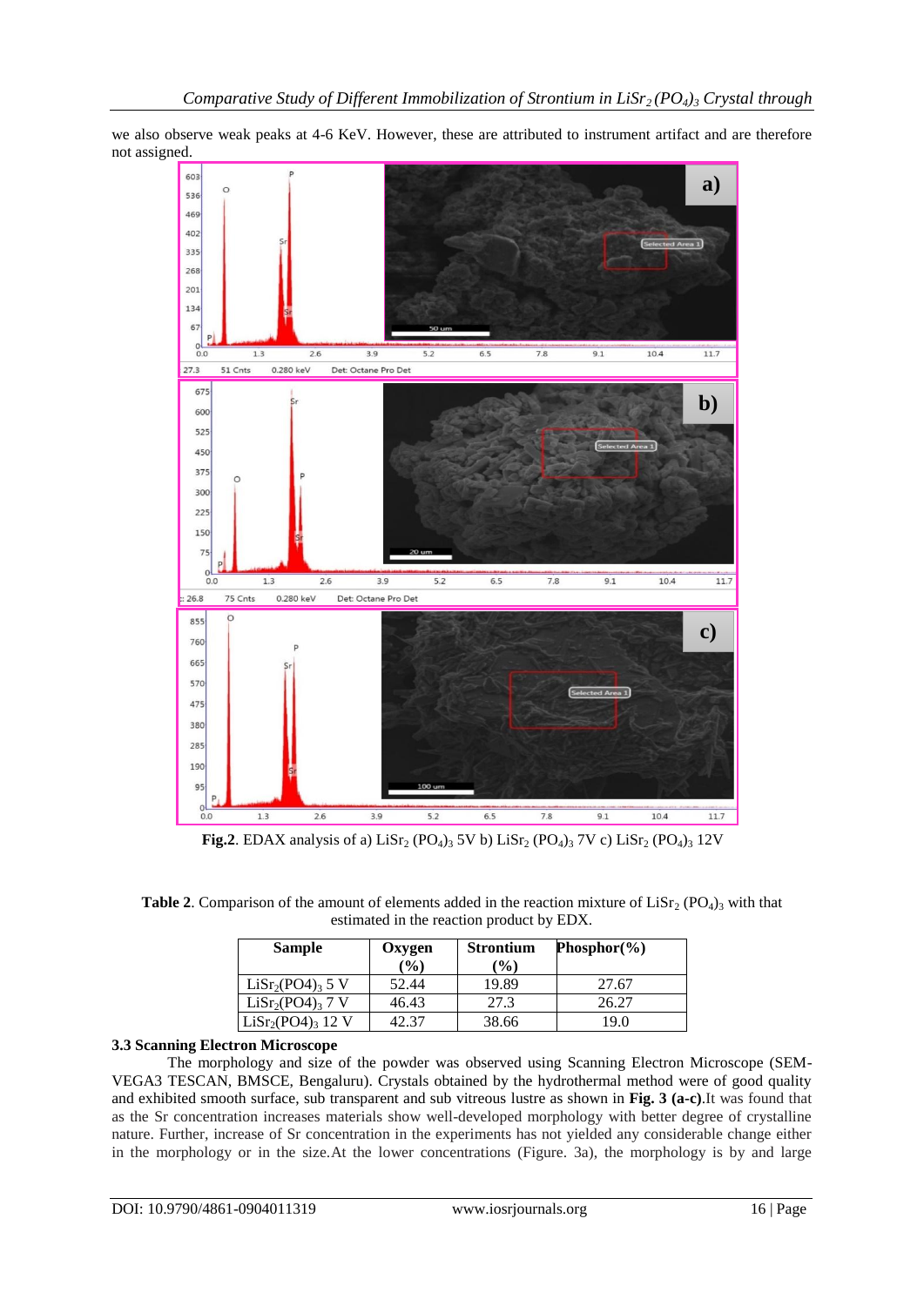we also observe weak peaks at 4-6 KeV. However, these are attributed to instrument artifact and are therefore not assigned.

**Fig.2**. EDAX analysis of a) $LiSr_2(PO_4)_3$ 5V b) $LiSr_2(PO_4)_3$ 7V c) $LiSr_2(PO_4)_3$ 12V

**Table 2**. Comparison of the amount of elements added in the reaction mixture of $LiSr_2(PO_4)_3$ with that estimated in the reaction product by EDX.

| Sample | Oxygen (%) | Strontium (%) | Phosphor(%) |
|---|---|---|---|
| $LiSr_2(PO4)_3$ 5 V | 52.44 | 19.89 | 27.67 |
| $LiSr_2(PO4)_3$ 7 V | 46.43 | 27.3 | 26.27 |
| $LiSr_2(PO4)_3$ 12 V | 42.37 | 38.66 | 19.0 |

### 3.3 Scanning Electron Microscope

The morphology and size of the powder was observed using Scanning Electron Microscope (SEM-VEGA3 TESCAN, BMSCE, Bengaluru). Crystals obtained by the hydrothermal method were of good quality and exhibited smooth surface, sub transparent and sub vitreous lustre as shown in **Fig. 3 (a-c)**.It was found that as the Sr concentration increases materials show well-developed morphology with better degree of crystalline nature. Further, increase of Sr concentration in the experiments has not yielded any considerable change either in the morphology or in the size.At the lower concentrations (Figure. 3a), the morphology is by and large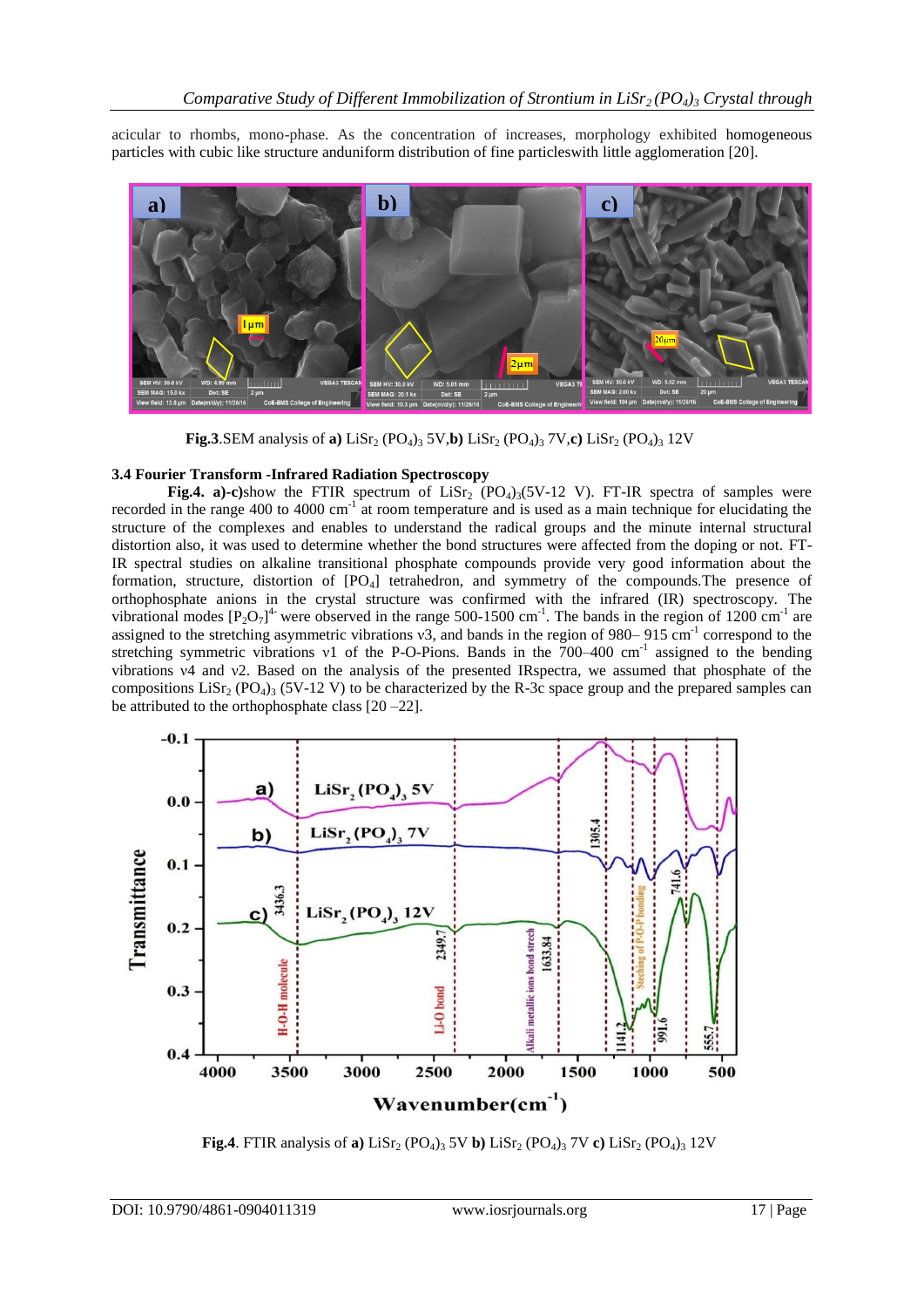acicular to rhombs, mono-phase. As the concentration of increases, morphology exhibited homogeneous particles with cubic like structure anduniform distribution of fine particleswith little agglomeration [20].

**Fig.3**.SEM analysis of **a)** $LiSr_2(PO_4)_3$ 5V,**b)** $LiSr_2(PO_4)_3$ 7V,**c)** $LiSr_2(PO_4)_3$ 12V

### 3.4 Fourier Transform -Infrared Radiation Spectroscopy

**Fig.4. a)-c)**show the FTIR spectrum of $LiSr_2(PO_4)_3$(5V-12 V). FT-IR spectra of samples were recorded in the range 400 to 4000 $cm^{-1}$ at room temperature and is used as a main technique for elucidating the structure of the complexes and enables to understand the radical groups and the minute internal structural distortion also, it was used to determine whether the bond structures were affected from the doping or not. FT-IR spectral studies on alkaline transitional phosphate compounds provide very good information about the formation, structure, distortion of $[PO_4]$ tetrahedron, and symmetry of the compounds.The presence of orthophosphate anions in the crystal structure was confirmed with the infrared (IR) spectroscopy. The vibrational modes $[P_2O_7]^{4-}$ were observed in the range 500-1500 $cm^{-1}$. The bands in the region of 1200 $cm^{-1}$ are assigned to the stretching asymmetric vibrations ν3, and bands in the region of 980– 915 $cm^{-1}$ correspond to the stretching symmetric vibrations ν1 of the P-O-Pions. Bands in the 700–400 $cm^{-1}$ assigned to the bending vibrations ν4 and ν2. Based on the analysis of the presented IRspectra, we assumed that phosphate of the compositions $LiSr_2(PO_4)_3$ (5V-12 V) to be characterized by the R-3c space group and the prepared samples can be attributed to the orthophosphate class [20 –22].

**Fig.4**. FTIR analysis of **a)** $LiSr_2(PO_4)_3$ 5V **b)** $LiSr_2(PO_4)_3$ 7V **c)** $LiSr_2(PO_4)_3$ 12V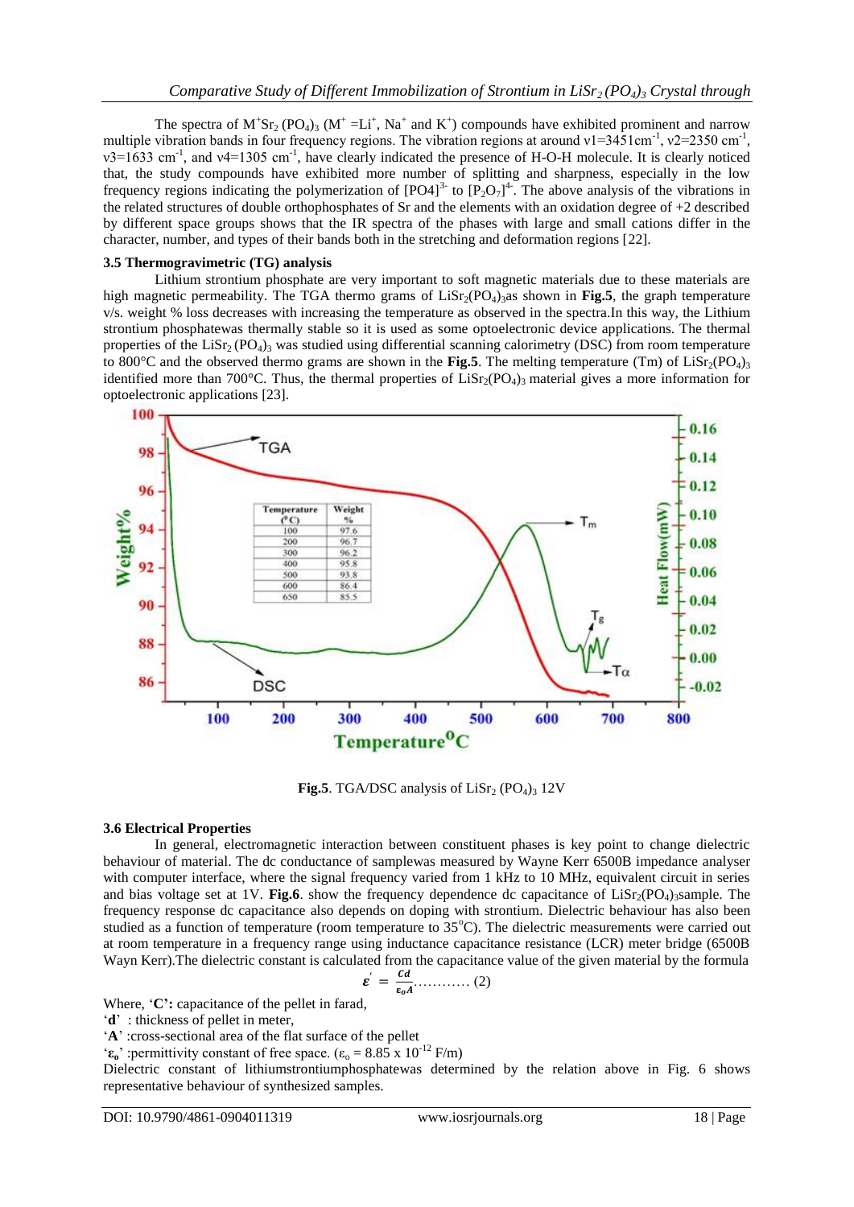The spectra of $M^+Sr_2(PO_4)_3$ ($M^+ = Li^+$, $Na^+$ and $K^+$) compounds have exhibited prominent and narrow multiple vibration bands in four frequency regions. The vibration regions at around v1=3451cm$^{-1}$, v2=2350 cm$^{-1}$, v3=1633 cm$^{-1}$, and v4=1305 cm$^{-1}$, have clearly indicated the presence of H-O-H molecule. It is clearly noticed that, the study compounds have exhibited more number of splitting and sharpness, especially in the low frequency regions indicating the polymerization of $[PO4]^{3-}$ to $[P_2O_7]^{4-}$. The above analysis of the vibrations in the related structures of double orthophosphates of Sr and the elements with an oxidation degree of +2 described by different space groups shows that the IR spectra of the phases with large and small cations differ in the character, number, and types of their bands both in the stretching and deformation regions [22].

### 3.5 Thermogravimetric (TG) analysis

Lithium strontium phosphate are very important to soft magnetic materials due to these materials are high magnetic permeability. The TGA thermo grams of $LiSr_2(PO_4)_3$as shown in **Fig.5**, the graph temperature v/s. weight % loss decreases with increasing the temperature as observed in the spectra.In this way, the Lithium strontium phosphatewas thermally stable so it is used as some optoelectronic device applications. The thermal properties of the $LiSr_2(PO_4)_3$ was studied using differential scanning calorimetry (DSC) from room temperature to 800°C and the observed thermo grams are shown in the **Fig.5**. The melting temperature (Tm) of $LiSr_2(PO_4)_3$ identified more than 700°C. Thus, the thermal properties of $LiSr_2(PO_4)_3$ material gives a more information for optoelectronic applications [23].

| Temperature (°C) | Weight % |
|---|---|
| 100 | 97.6 |
| 200 | 96.7 |
| 300 | 96.2 |
| 400 | 95.8 |
| 500 | 93.8 |
| 600 | 86.4 |
| 650 | 85.5 |

**Fig.5**. TGA/DSC analysis of $LiSr_2(PO_4)_3$ 12V

### 3.6 Electrical Properties

In general, electromagnetic interaction between constituent phases is key point to change dielectric behaviour of material. The dc conductance of samplewas measured by Wayne Kerr 6500B impedance analyser with computer interface, where the signal frequency varied from 1 kHz to 10 MHz, equivalent circuit in series and bias voltage set at 1V. **Fig.6**. show the frequency dependence dc capacitance of $LiSr_2(PO_4)_3$sample. The frequency response dc capacitance also depends on doping with strontium. Dielectric behaviour has also been studied as a function of temperature (room temperature to 35°C). The dielectric measurements were carried out at room temperature in a frequency range using inductance capacitance resistance (LCR) meter bridge (6500B Wayn Kerr).The dielectric constant is calculated from the capacitance value of the given material by the formula

$$\varepsilon' = \frac{Cd}{\varepsilon_o A} \ldots\ldots\ldots\ldots (2)$$

Where, '**C**': capacitance of the pellet in farad,

'**d**' : thickness of pellet in meter,

'**A**' :cross-sectional area of the flat surface of the pellet

'$\varepsilon_o$' :permittivity constant of free space. ($\varepsilon_o = 8.85 \times 10^{-12}$ F/m)

Dielectric constant of lithiumstrontiumphosphatewas determined by the relation above in Fig. 6 shows representative behaviour of synthesized samples.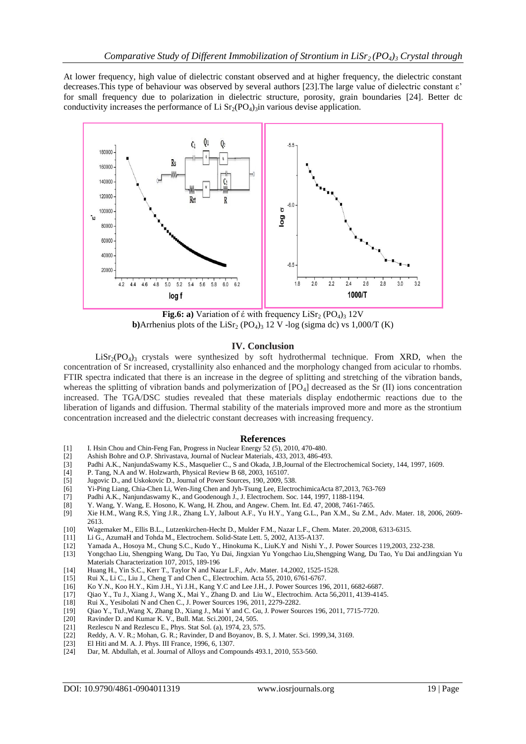At lower frequency, high value of dielectric constant observed and at higher frequency, the dielectric constant decreases.This type of behaviour was observed by several authors [23].The large value of dielectric constant ε' for small frequency due to polarization in dielectric structure, porosity, grain boundaries [24]. Better dc conductivity increases the performance of Li $Sr_2(PO_4)_3$in various devise application.

C1 Q1 Q2
Rs
C3
Rct R
180000
160000
140000
120000
100000
80000
60000
40000
20000
ε'
4.2 4.4 4.6 4.8 5.0 5.2 5.4 5.6 5.8 6.0 6.2
log f

-5.5
-6.0
-6.5
log σ
1.8 2.0 2.2 2.4 2.6 2.8 3.0 3.2
1000/T

**Fig.6: a)** Variation of έ with frequency $LiSr_2(PO_4)_3$ 12V
**b)**Arrhenius plots of the $LiSr_2(PO_4)_3$ 12 V -log (sigma dc) vs 1,000/T (K)

## IV. Conclusion

$LiSr_2(PO_4)_3$ crystals were synthesized by soft hydrothermal technique. From XRD, when the concentration of Sr increased, crystallinity also enhanced and the morphology changed from acicular to rhombs. FTIR spectra indicated that there is an increase in the degree of splitting and stretching of the vibration bands, whereas the splitting of vibration bands and polymerization of $[PO_4]$ decreased as the Sr (II) ions concentration increased. The TGA/DSC studies revealed that these materials display endothermic reactions due to the liberation of ligands and diffusion. Thermal stability of the materials improved more and more as the strontium concentration increased and the dielectric constant decreases with increasing frequency.

## References

[1] I. Hsin Chou and Chin-Feng Fan, Progress in Nuclear Energy 52 (5), 2010, 470-480.
[2] Ashish Bohre and O.P. Shrivastava, Journal of Nuclear Materials, 433, 2013, 486-493.
[3] Padhi A.K., NanjundaSwamy K.S., Masquelier C., S and Okada, J.B,Journal of the Electrochemical Society, 144, 1997, 1609.
[4] P. Tang, N.A and W. Holzwarth, Physical Review B 68, 2003, 165107.
[5] Jugovic D., and Uskokovic D., Journal of Power Sources, 190, 2009, 538.
[6] Yi-Ping Liang, Chia-Chen Li, Wen-Jing Chen and Jyh-Tsung Lee, ElectrochimicaActa 87,2013, 763-769
[7] Padhi A.K., Nanjundaswamy K., and Goodenough J., J. Electrochem. Soc. 144, 1997, 1188-1194.
[8] Y. Wang, Y. Wang, E. Hosono, K. Wang, H. Zhou, and Angew. Chem. Int. Ed. 47, 2008, 7461-7465.
[9] Xie H.M., Wang R.S, Ying J.R., Zhang L.Y, Jalbout A.F., Yu H.Y., Yang G.L., Pan X.M., Su Z.M., Adv. Mater. 18, 2006, 2609-2613.
[10] Wagemaker M., Ellis B.L., Lutzenkirchen-Hecht D., Mulder F.M., Nazar L.F., Chem. Mater. 20,2008, 6313-6315.
[11] Li G., AzumaH and Tohda M., Electrochem. Solid-State Lett. 5, 2002, A135-A137.
[12] Yamada A., Hosoya M., Chung S.C., Kudo Y., Hinokuma K., LiuK.Y and Nishi Y., J. Power Sources 119,2003, 232-238.
[13] Yongchao Liu, Shengping Wang, Du Tao, Yu Dai, Jingxian Yu Yongchao Liu,Shengping Wang, Du Tao, Yu Dai andJingxian Yu Materials Characterization 107, 2015, 189-196
[14] Huang H., Yin S.C., Kerr T., Taylor N and Nazar L.F., Adv. Mater. 14,2002, 1525-1528.
[15] Rui X., Li C., Liu J., Cheng T and Chen C., Electrochim. Acta 55, 2010, 6761-6767.
[16] Ko Y.N., Koo H.Y., Kim J.H., Yi J.H., Kang Y.C and Lee J.H., J. Power Sources 196, 2011, 6682-6687.
[17] Qiao Y., Tu J., Xiang J., Wang X., Mai Y., Zhang D. and Liu W., Electrochim. Acta 56,2011, 4139-4145.
[18] Rui X., Yesibolati N and Chen C., J. Power Sources 196, 2011, 2279-2282.
[19] Qiao Y., TuJ.,Wang X, Zhang D., Xiang J., Mai Y and C. Gu, J. Power Sources 196, 2011, 7715-7720.
[20] Ravinder D. and Kumar K. V., Bull. Mat. Sci.2001, 24, 505.
[21] Rezlescu N and Rezlescu E., Phys. Stat Sol. (a), 1974, 23, 575.
[22] Reddy, A. V. R.; Mohan, G. R.; Ravinder, D and Boyanov, B. S, J. Mater. Sci. 1999,34, 3169.
[23] El Hiti and M. A. J. Phys. III France, 1996, 6, 1307.
[24] Dar, M. Abdullah, et al. Journal of Alloys and Compounds 493.1, 2010, 553-560.